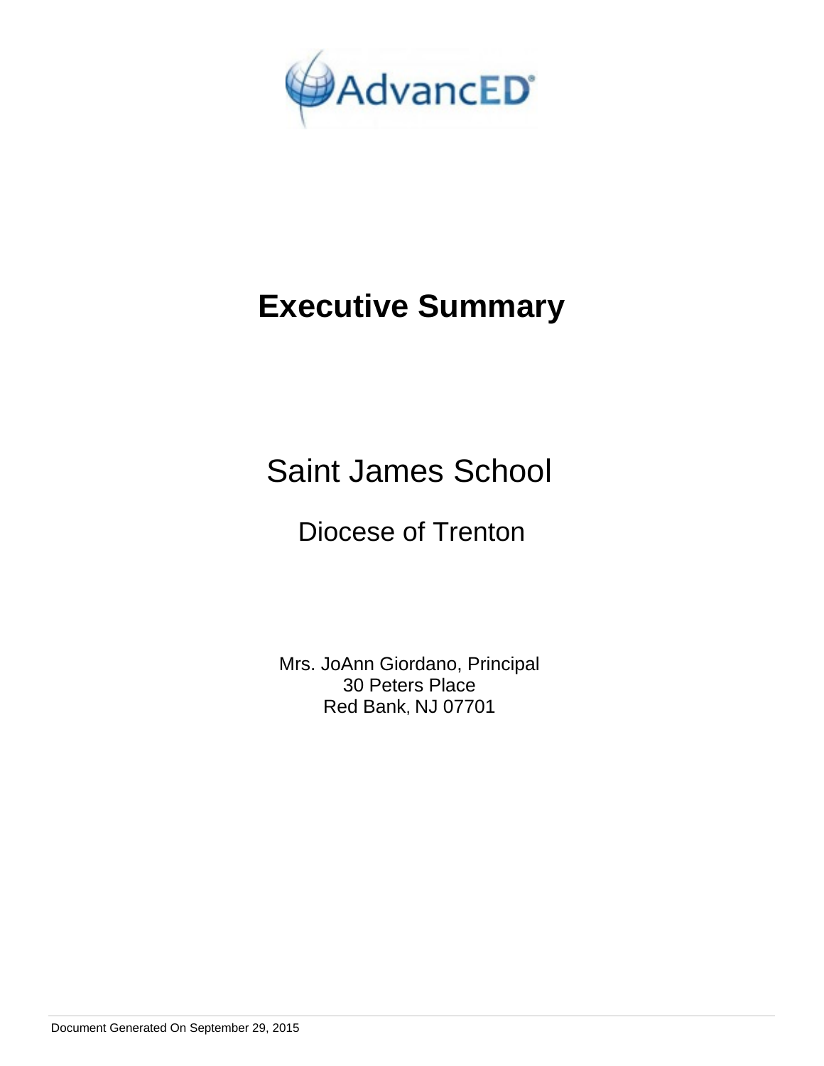AdvancED

# Executive Summary

## Saint James School

### Diocese of Trenton

Mrs. JoAnn Giordano, Principal
30 Peters Place
Red Bank, NJ 07701

Document Generated On September 29, 2015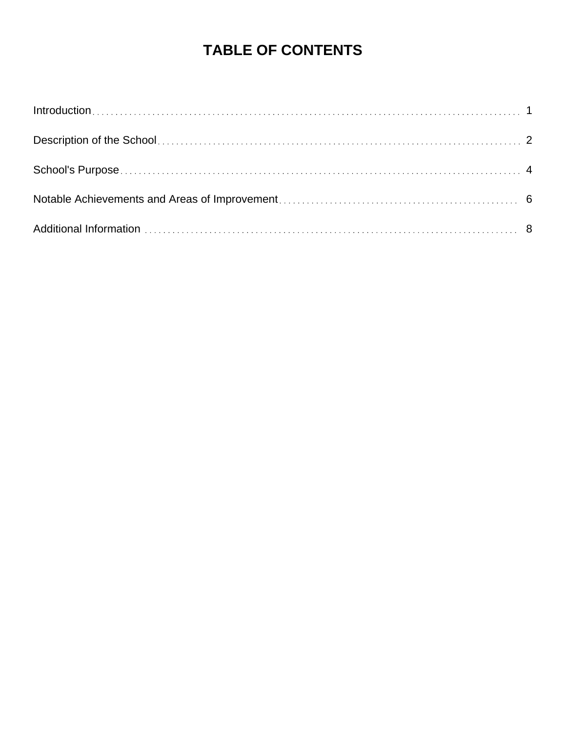# TABLE OF CONTENTS

| | |
|---|---|
| Introduction | 1 |
| Description of the School | 2 |
| School's Purpose | 4 |
| Notable Achievements and Areas of Improvement | 6 |
| Additional Information | 8 |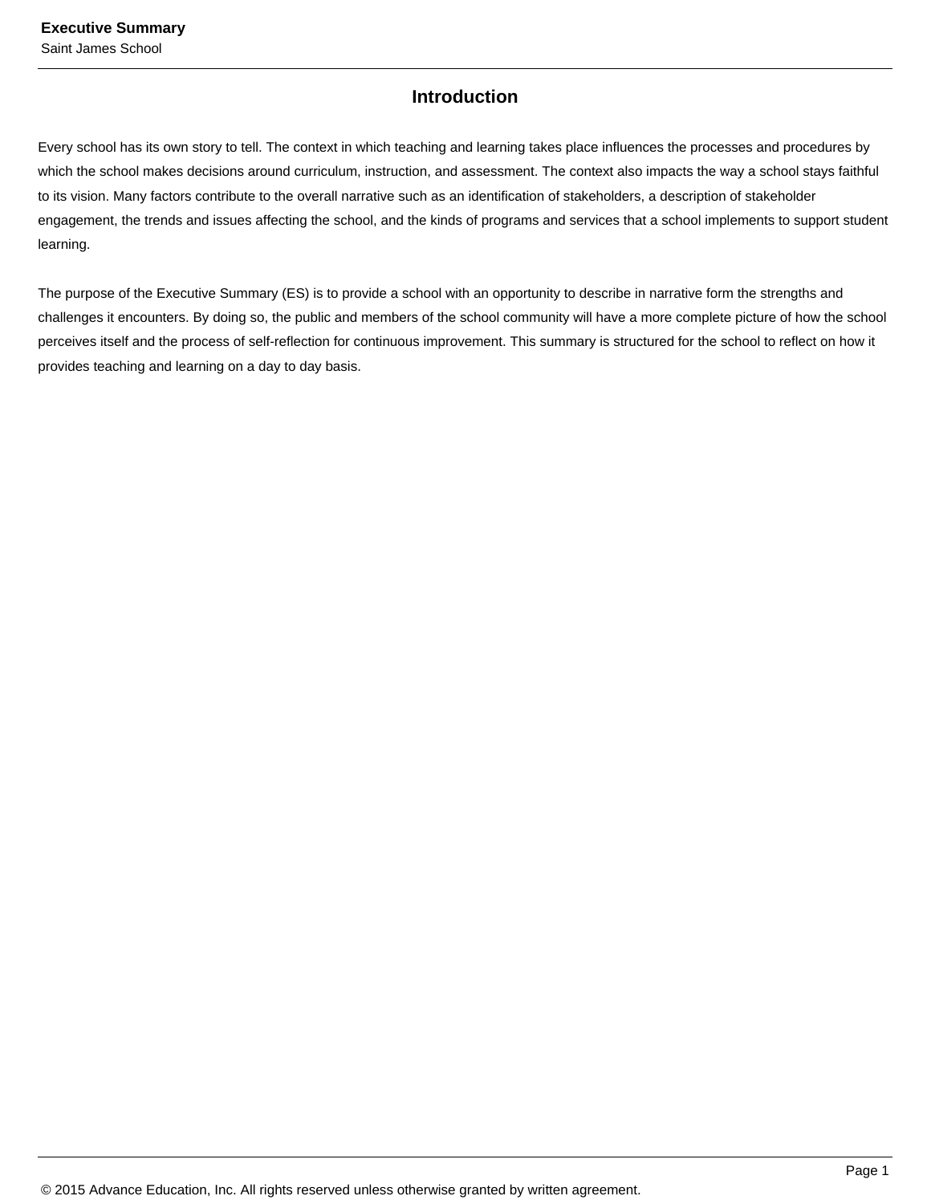## Introduction

Every school has its own story to tell. The context in which teaching and learning takes place influences the processes and procedures by which the school makes decisions around curriculum, instruction, and assessment. The context also impacts the way a school stays faithful to its vision. Many factors contribute to the overall narrative such as an identification of stakeholders, a description of stakeholder engagement, the trends and issues affecting the school, and the kinds of programs and services that a school implements to support student learning.

The purpose of the Executive Summary (ES) is to provide a school with an opportunity to describe in narrative form the strengths and challenges it encounters. By doing so, the public and members of the school community will have a more complete picture of how the school perceives itself and the process of self-reflection for continuous improvement. This summary is structured for the school to reflect on how it provides teaching and learning on a day to day basis.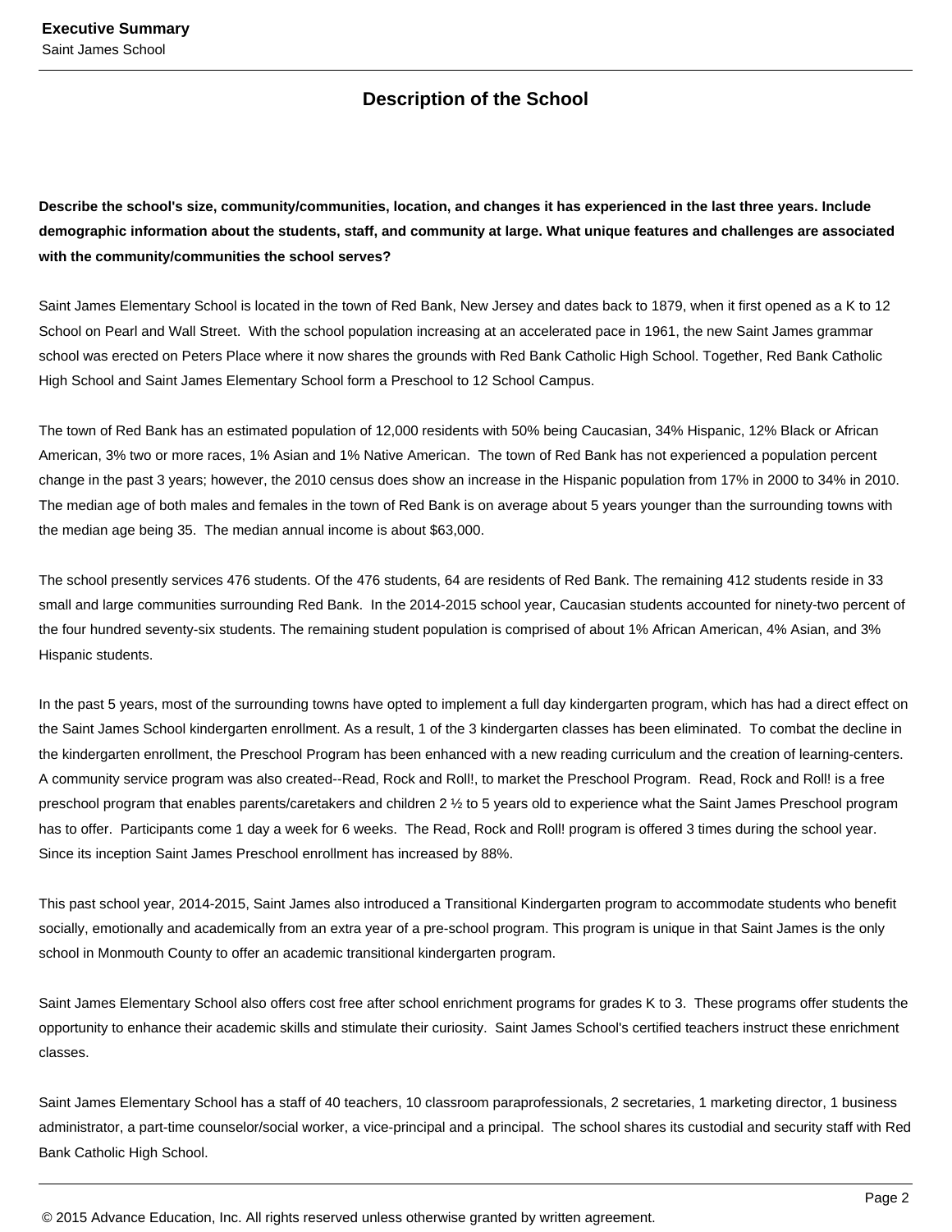## Description of the School

**Describe the school's size, community/communities, location, and changes it has experienced in the last three years. Include demographic information about the students, staff, and community at large. What unique features and challenges are associated with the community/communities the school serves?**

Saint James Elementary School is located in the town of Red Bank, New Jersey and dates back to 1879, when it first opened as a K to 12 School on Pearl and Wall Street. With the school population increasing at an accelerated pace in 1961, the new Saint James grammar school was erected on Peters Place where it now shares the grounds with Red Bank Catholic High School. Together, Red Bank Catholic High School and Saint James Elementary School form a Preschool to 12 School Campus.

The town of Red Bank has an estimated population of 12,000 residents with 50% being Caucasian, 34% Hispanic, 12% Black or African American, 3% two or more races, 1% Asian and 1% Native American. The town of Red Bank has not experienced a population percent change in the past 3 years; however, the 2010 census does show an increase in the Hispanic population from 17% in 2000 to 34% in 2010. The median age of both males and females in the town of Red Bank is on average about 5 years younger than the surrounding towns with the median age being 35. The median annual income is about $63,000.

The school presently services 476 students. Of the 476 students, 64 are residents of Red Bank. The remaining 412 students reside in 33 small and large communities surrounding Red Bank. In the 2014-2015 school year, Caucasian students accounted for ninety-two percent of the four hundred seventy-six students. The remaining student population is comprised of about 1% African American, 4% Asian, and 3% Hispanic students.

In the past 5 years, most of the surrounding towns have opted to implement a full day kindergarten program, which has had a direct effect on the Saint James School kindergarten enrollment. As a result, 1 of the 3 kindergarten classes has been eliminated. To combat the decline in the kindergarten enrollment, the Preschool Program has been enhanced with a new reading curriculum and the creation of learning-centers. A community service program was also created--Read, Rock and Roll!, to market the Preschool Program. Read, Rock and Roll! is a free preschool program that enables parents/caretakers and children 2 ½ to 5 years old to experience what the Saint James Preschool program has to offer. Participants come 1 day a week for 6 weeks. The Read, Rock and Roll! program is offered 3 times during the school year. Since its inception Saint James Preschool enrollment has increased by 88%.

This past school year, 2014-2015, Saint James also introduced a Transitional Kindergarten program to accommodate students who benefit socially, emotionally and academically from an extra year of a pre-school program. This program is unique in that Saint James is the only school in Monmouth County to offer an academic transitional kindergarten program.

Saint James Elementary School also offers cost free after school enrichment programs for grades K to 3. These programs offer students the opportunity to enhance their academic skills and stimulate their curiosity. Saint James School's certified teachers instruct these enrichment classes.

Saint James Elementary School has a staff of 40 teachers, 10 classroom paraprofessionals, 2 secretaries, 1 marketing director, 1 business administrator, a part-time counselor/social worker, a vice-principal and a principal. The school shares its custodial and security staff with Red Bank Catholic High School.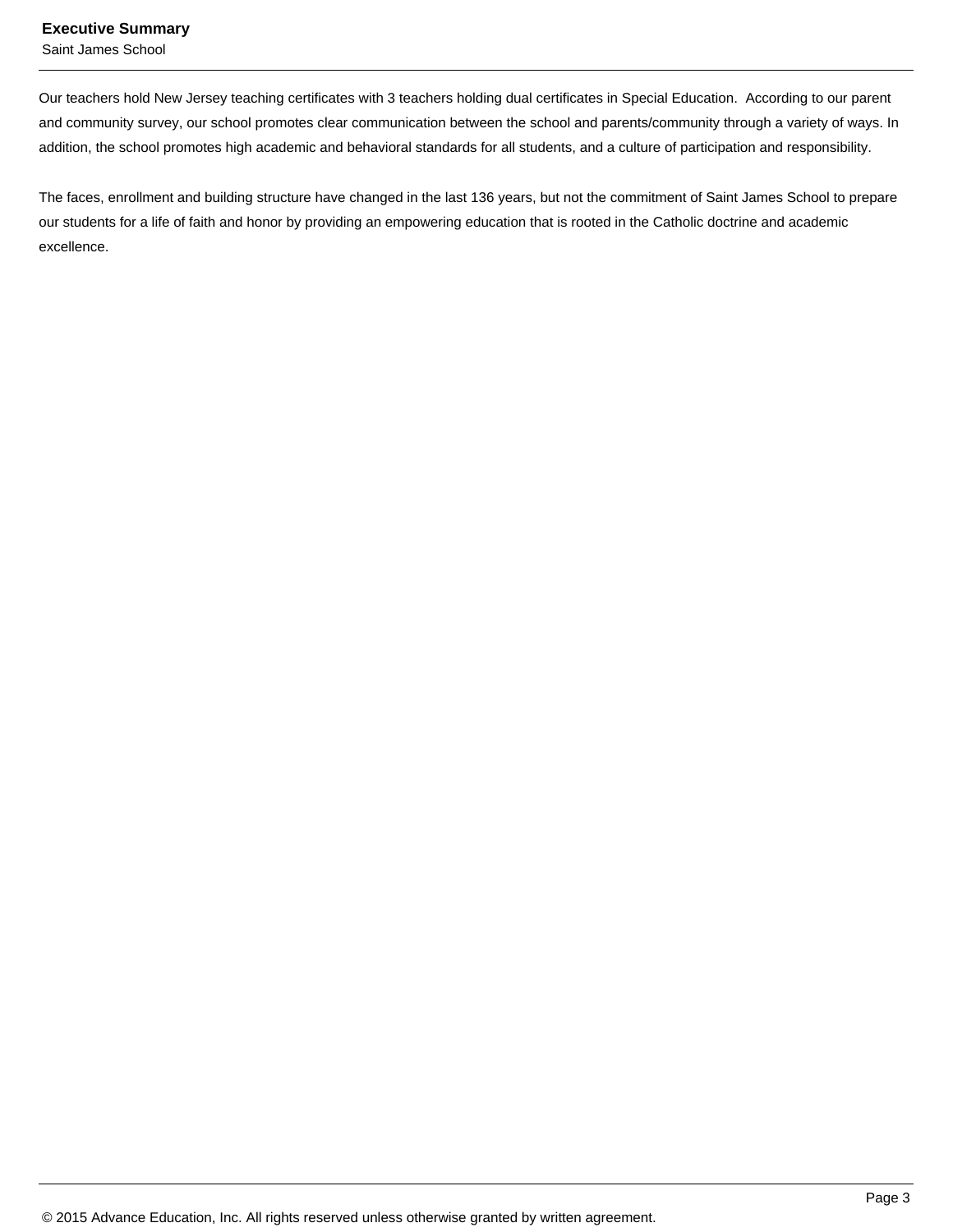Our teachers hold New Jersey teaching certificates with 3 teachers holding dual certificates in Special Education.  According to our parent and community survey, our school promotes clear communication between the school and parents/community through a variety of ways. In addition, the school promotes high academic and behavioral standards for all students, and a culture of participation and responsibility.

The faces, enrollment and building structure have changed in the last 136 years, but not the commitment of Saint James School to prepare our students for a life of faith and honor by providing an empowering education that is rooted in the Catholic doctrine and academic excellence.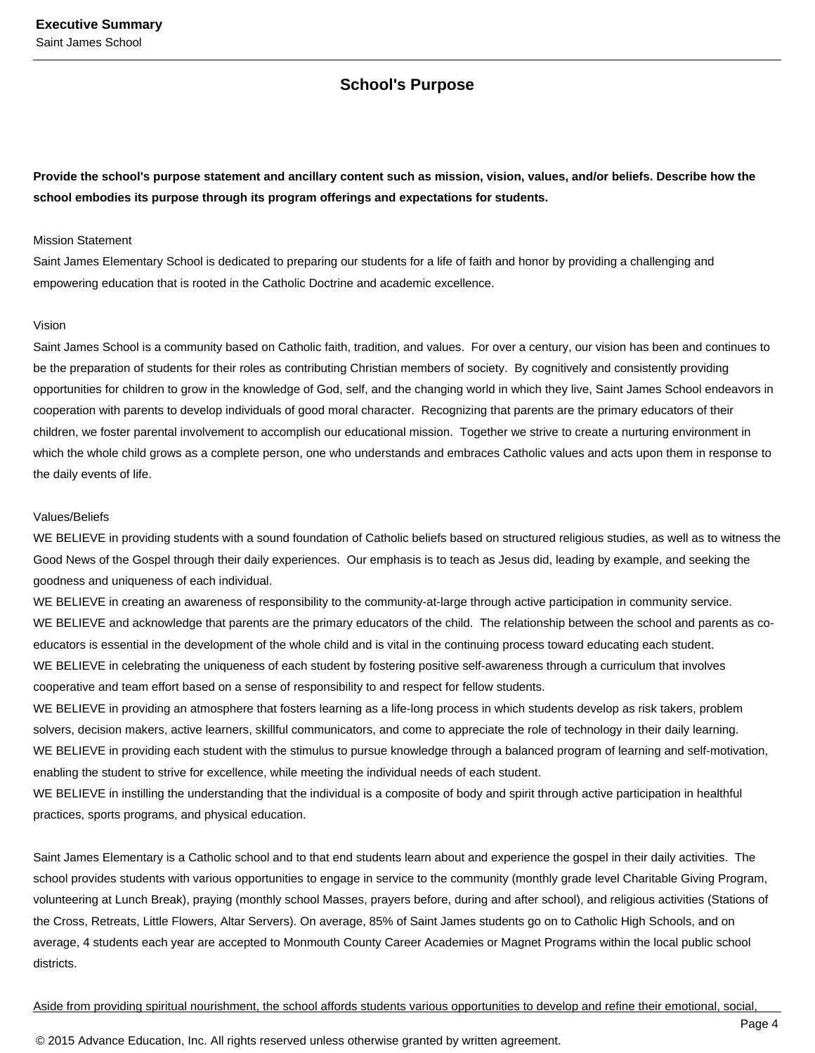## School's Purpose

**Provide the school's purpose statement and ancillary content such as mission, vision, values, and/or beliefs. Describe how the school embodies its purpose through its program offerings and expectations for students.**

Mission Statement

Saint James Elementary School is dedicated to preparing our students for a life of faith and honor by providing a challenging and empowering education that is rooted in the Catholic Doctrine and academic excellence.

Vision

Saint James School is a community based on Catholic faith, tradition, and values. For over a century, our vision has been and continues to be the preparation of students for their roles as contributing Christian members of society. By cognitively and consistently providing opportunities for children to grow in the knowledge of God, self, and the changing world in which they live, Saint James School endeavors in cooperation with parents to develop individuals of good moral character. Recognizing that parents are the primary educators of their children, we foster parental involvement to accomplish our educational mission. Together we strive to create a nurturing environment in which the whole child grows as a complete person, one who understands and embraces Catholic values and acts upon them in response to the daily events of life.

Values/Beliefs

WE BELIEVE in providing students with a sound foundation of Catholic beliefs based on structured religious studies, as well as to witness the Good News of the Gospel through their daily experiences. Our emphasis is to teach as Jesus did, leading by example, and seeking the goodness and uniqueness of each individual.

WE BELIEVE in creating an awareness of responsibility to the community-at-large through active participation in community service.

WE BELIEVE and acknowledge that parents are the primary educators of the child. The relationship between the school and parents as co-educators is essential in the development of the whole child and is vital in the continuing process toward educating each student.

WE BELIEVE in celebrating the uniqueness of each student by fostering positive self-awareness through a curriculum that involves cooperative and team effort based on a sense of responsibility to and respect for fellow students.

WE BELIEVE in providing an atmosphere that fosters learning as a life-long process in which students develop as risk takers, problem solvers, decision makers, active learners, skillful communicators, and come to appreciate the role of technology in their daily learning.

WE BELIEVE in providing each student with the stimulus to pursue knowledge through a balanced program of learning and self-motivation, enabling the student to strive for excellence, while meeting the individual needs of each student.

WE BELIEVE in instilling the understanding that the individual is a composite of body and spirit through active participation in healthful practices, sports programs, and physical education.

Saint James Elementary is a Catholic school and to that end students learn about and experience the gospel in their daily activities. The school provides students with various opportunities to engage in service to the community (monthly grade level Charitable Giving Program, volunteering at Lunch Break), praying (monthly school Masses, prayers before, during and after school), and religious activities (Stations of the Cross, Retreats, Little Flowers, Altar Servers). On average, 85% of Saint James students go on to Catholic High Schools, and on average, 4 students each year are accepted to Monmouth County Career Academies or Magnet Programs within the local public school districts.

Aside from providing spiritual nourishment, the school affords students various opportunities to develop and refine their emotional, social,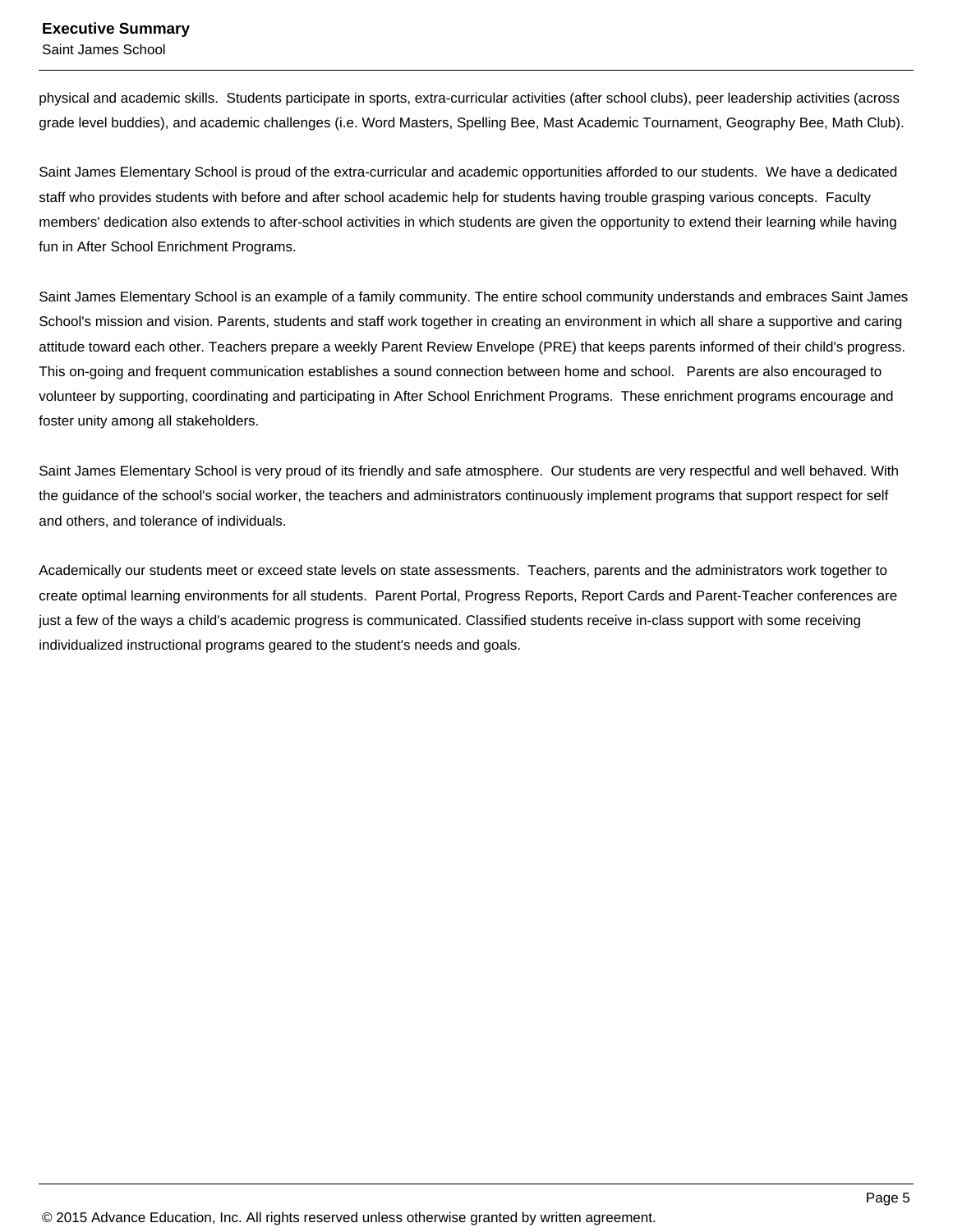physical and academic skills. Students participate in sports, extra-curricular activities (after school clubs), peer leadership activities (across grade level buddies), and academic challenges (i.e. Word Masters, Spelling Bee, Mast Academic Tournament, Geography Bee, Math Club).

Saint James Elementary School is proud of the extra-curricular and academic opportunities afforded to our students. We have a dedicated staff who provides students with before and after school academic help for students having trouble grasping various concepts. Faculty members' dedication also extends to after-school activities in which students are given the opportunity to extend their learning while having fun in After School Enrichment Programs.

Saint James Elementary School is an example of a family community. The entire school community understands and embraces Saint James School's mission and vision. Parents, students and staff work together in creating an environment in which all share a supportive and caring attitude toward each other. Teachers prepare a weekly Parent Review Envelope (PRE) that keeps parents informed of their child's progress. This on-going and frequent communication establishes a sound connection between home and school. Parents are also encouraged to volunteer by supporting, coordinating and participating in After School Enrichment Programs. These enrichment programs encourage and foster unity among all stakeholders.

Saint James Elementary School is very proud of its friendly and safe atmosphere. Our students are very respectful and well behaved. With the guidance of the school's social worker, the teachers and administrators continuously implement programs that support respect for self and others, and tolerance of individuals.

Academically our students meet or exceed state levels on state assessments. Teachers, parents and the administrators work together to create optimal learning environments for all students. Parent Portal, Progress Reports, Report Cards and Parent-Teacher conferences are just a few of the ways a child's academic progress is communicated. Classified students receive in-class support with some receiving individualized instructional programs geared to the student's needs and goals.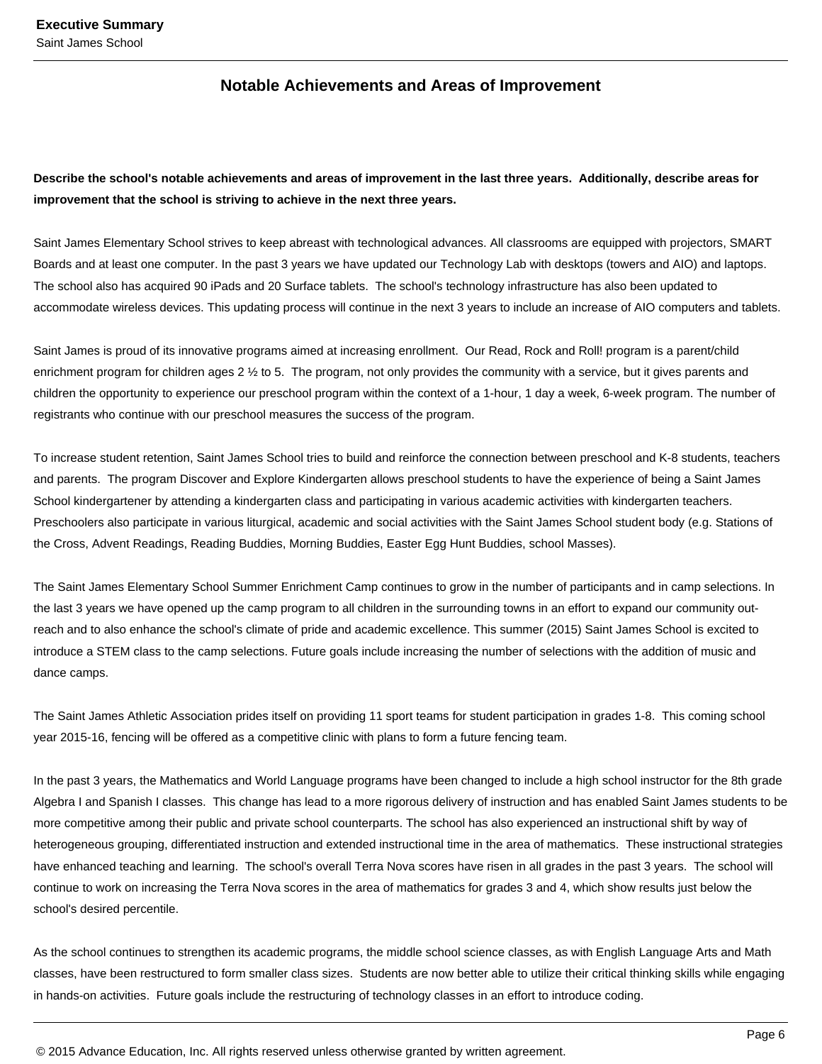## Notable Achievements and Areas of Improvement

**Describe the school's notable achievements and areas of improvement in the last three years. Additionally, describe areas for improvement that the school is striving to achieve in the next three years.**

Saint James Elementary School strives to keep abreast with technological advances. All classrooms are equipped with projectors, SMART Boards and at least one computer. In the past 3 years we have updated our Technology Lab with desktops (towers and AIO) and laptops. The school also has acquired 90 iPads and 20 Surface tablets. The school's technology infrastructure has also been updated to accommodate wireless devices. This updating process will continue in the next 3 years to include an increase of AIO computers and tablets.

Saint James is proud of its innovative programs aimed at increasing enrollment. Our Read, Rock and Roll! program is a parent/child enrichment program for children ages 2 ½ to 5. The program, not only provides the community with a service, but it gives parents and children the opportunity to experience our preschool program within the context of a 1-hour, 1 day a week, 6-week program. The number of registrants who continue with our preschool measures the success of the program.

To increase student retention, Saint James School tries to build and reinforce the connection between preschool and K-8 students, teachers and parents. The program Discover and Explore Kindergarten allows preschool students to have the experience of being a Saint James School kindergartener by attending a kindergarten class and participating in various academic activities with kindergarten teachers. Preschoolers also participate in various liturgical, academic and social activities with the Saint James School student body (e.g. Stations of the Cross, Advent Readings, Reading Buddies, Morning Buddies, Easter Egg Hunt Buddies, school Masses).

The Saint James Elementary School Summer Enrichment Camp continues to grow in the number of participants and in camp selections. In the last 3 years we have opened up the camp program to all children in the surrounding towns in an effort to expand our community out-reach and to also enhance the school's climate of pride and academic excellence. This summer (2015) Saint James School is excited to introduce a STEM class to the camp selections. Future goals include increasing the number of selections with the addition of music and dance camps.

The Saint James Athletic Association prides itself on providing 11 sport teams for student participation in grades 1-8. This coming school year 2015-16, fencing will be offered as a competitive clinic with plans to form a future fencing team.

In the past 3 years, the Mathematics and World Language programs have been changed to include a high school instructor for the 8th grade Algebra I and Spanish I classes. This change has lead to a more rigorous delivery of instruction and has enabled Saint James students to be more competitive among their public and private school counterparts. The school has also experienced an instructional shift by way of heterogeneous grouping, differentiated instruction and extended instructional time in the area of mathematics. These instructional strategies have enhanced teaching and learning. The school's overall Terra Nova scores have risen in all grades in the past 3 years. The school will continue to work on increasing the Terra Nova scores in the area of mathematics for grades 3 and 4, which show results just below the school's desired percentile.

As the school continues to strengthen its academic programs, the middle school science classes, as with English Language Arts and Math classes, have been restructured to form smaller class sizes. Students are now better able to utilize their critical thinking skills while engaging in hands-on activities. Future goals include the restructuring of technology classes in an effort to introduce coding.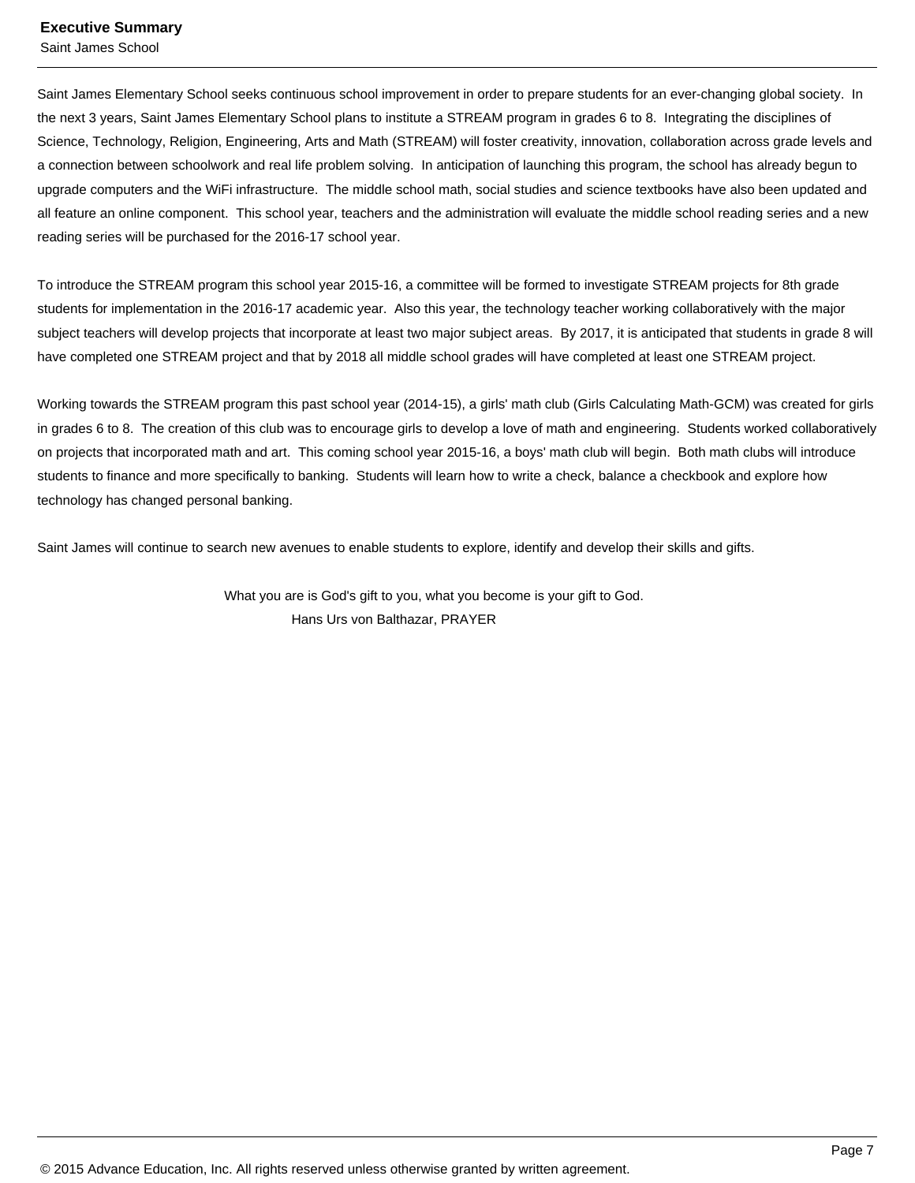Saint James Elementary School seeks continuous school improvement in order to prepare students for an ever-changing global society. In the next 3 years, Saint James Elementary School plans to institute a STREAM program in grades 6 to 8. Integrating the disciplines of Science, Technology, Religion, Engineering, Arts and Math (STREAM) will foster creativity, innovation, collaboration across grade levels and a connection between schoolwork and real life problem solving. In anticipation of launching this program, the school has already begun to upgrade computers and the WiFi infrastructure. The middle school math, social studies and science textbooks have also been updated and all feature an online component. This school year, teachers and the administration will evaluate the middle school reading series and a new reading series will be purchased for the 2016-17 school year.

To introduce the STREAM program this school year 2015-16, a committee will be formed to investigate STREAM projects for 8th grade students for implementation in the 2016-17 academic year. Also this year, the technology teacher working collaboratively with the major subject teachers will develop projects that incorporate at least two major subject areas. By 2017, it is anticipated that students in grade 8 will have completed one STREAM project and that by 2018 all middle school grades will have completed at least one STREAM project.

Working towards the STREAM program this past school year (2014-15), a girls' math club (Girls Calculating Math-GCM) was created for girls in grades 6 to 8. The creation of this club was to encourage girls to develop a love of math and engineering. Students worked collaboratively on projects that incorporated math and art. This coming school year 2015-16, a boys' math club will begin. Both math clubs will introduce students to finance and more specifically to banking. Students will learn how to write a check, balance a checkbook and explore how technology has changed personal banking.

Saint James will continue to search new avenues to enable students to explore, identify and develop their skills and gifts.

What you are is God's gift to you, what you become is your gift to God.
Hans Urs von Balthazar, PRAYER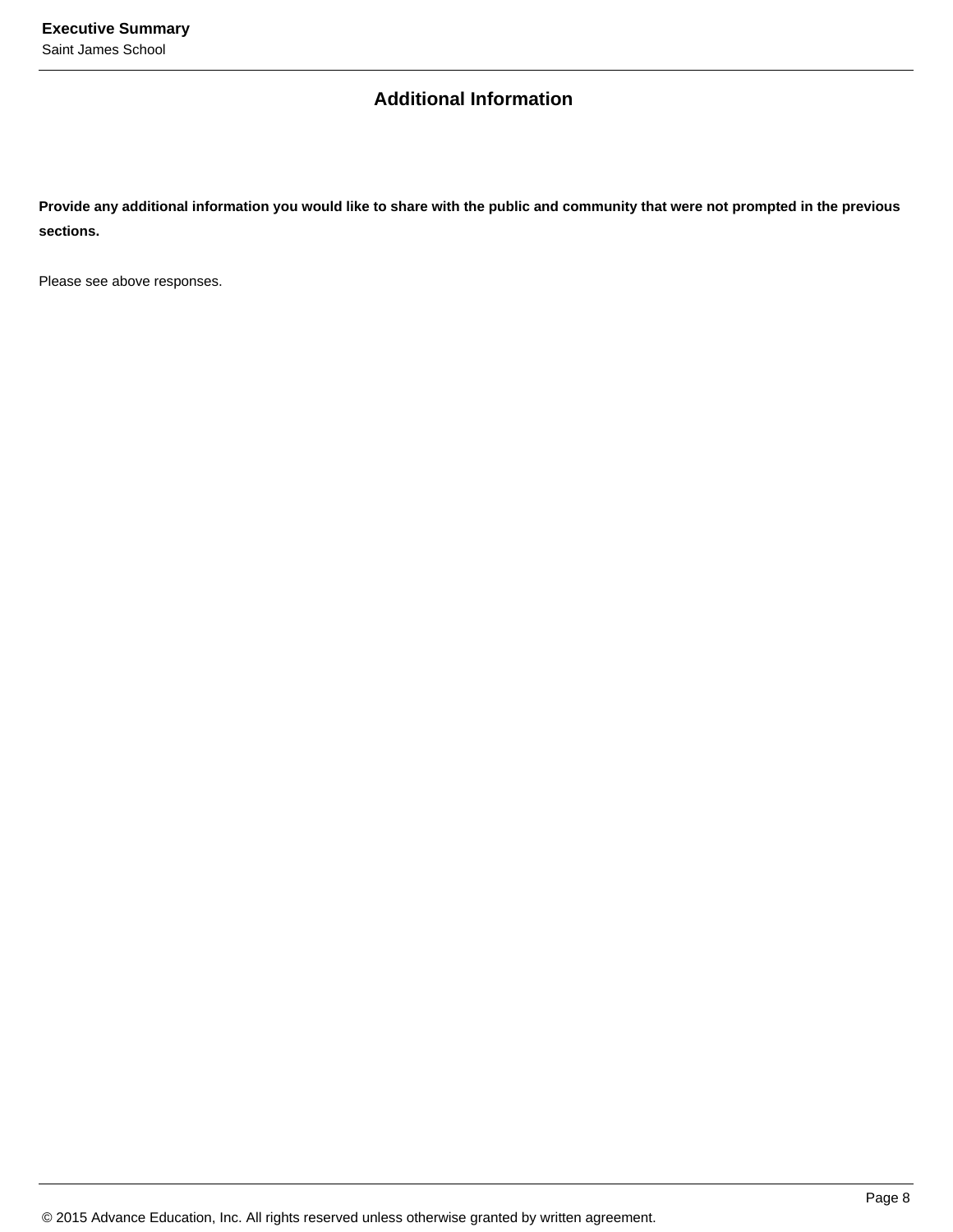## Additional Information

**Provide any additional information you would like to share with the public and community that were not prompted in the previous sections.**

Please see above responses.